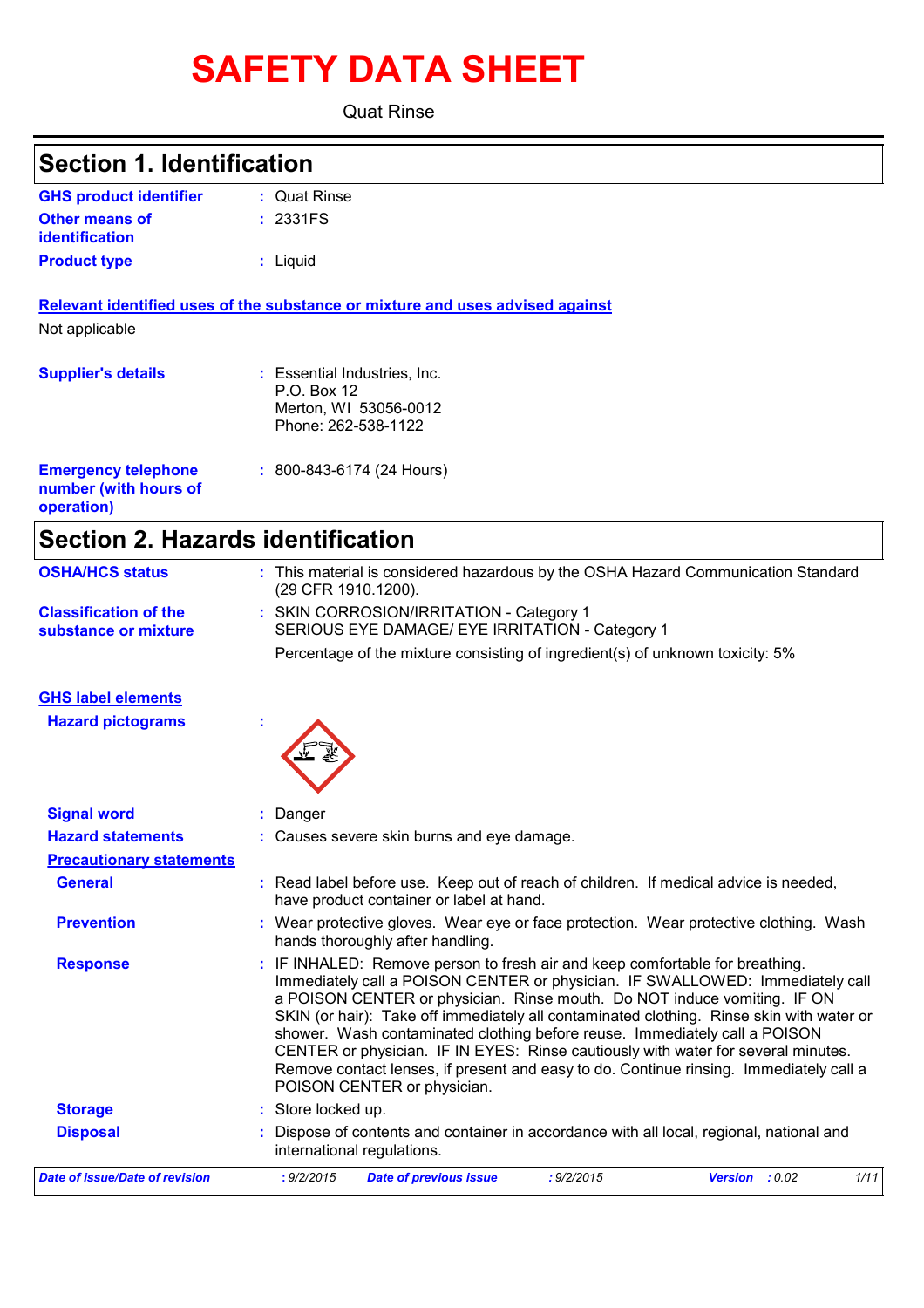# SAFETY DATA SHEET

Quat Rinse

## Section 1. Identification

| | |
|---|---|
| **GHS product identifier** | : Quat Rinse |
| **Other means of identification** | : 2331FS |
| **Product type** | : Liquid |

**Relevant identified uses of the substance or mixture and uses advised against**

Not applicable

| | |
|---|---|
| **Supplier's details** | : Essential Industries, Inc.<br>P.O. Box 12<br>Merton, WI 53056-0012<br>Phone: 262-538-1122 |
| **Emergency telephone number (with hours of operation)** | : 800-843-6174 (24 Hours) |

## Section 2. Hazards identification

| | |
|---|---|
| **OSHA/HCS status** | : This material is considered hazardous by the OSHA Hazard Communication Standard (29 CFR 1910.1200). |
| **Classification of the substance or mixture** | : SKIN CORROSION/IRRITATION - Category 1<br>SERIOUS EYE DAMAGE/ EYE IRRITATION - Category 1<br>Percentage of the mixture consisting of ingredient(s) of unknown toxicity: 5% |

**GHS label elements**

| | |
|---|---|
| **Hazard pictograms** | : |
| **Signal word** | : Danger |
| **Hazard statements** | : Causes severe skin burns and eye damage. |

**Precautionary statements**

| | |
|---|---|
| **General** | : Read label before use. Keep out of reach of children. If medical advice is needed, have product container or label at hand. |
| **Prevention** | : Wear protective gloves. Wear eye or face protection. Wear protective clothing. Wash hands thoroughly after handling. |
| **Response** | : IF INHALED: Remove person to fresh air and keep comfortable for breathing. Immediately call a POISON CENTER or physician. IF SWALLOWED: Immediately call a POISON CENTER or physician. Rinse mouth. Do NOT induce vomiting. IF ON SKIN (or hair): Take off immediately all contaminated clothing. Rinse skin with water or shower. Wash contaminated clothing before reuse. Immediately call a POISON CENTER or physician. IF IN EYES: Rinse cautiously with water for several minutes. Remove contact lenses, if present and easy to do. Continue rinsing. Immediately call a POISON CENTER or physician. |
| **Storage** | : Store locked up. |
| **Disposal** | : Dispose of contents and container in accordance with all local, regional, national and international regulations. |

*Date of issue/Date of revision* : 9/2/2015 *Date of previous issue* : 9/2/2015 *Version* : 0.02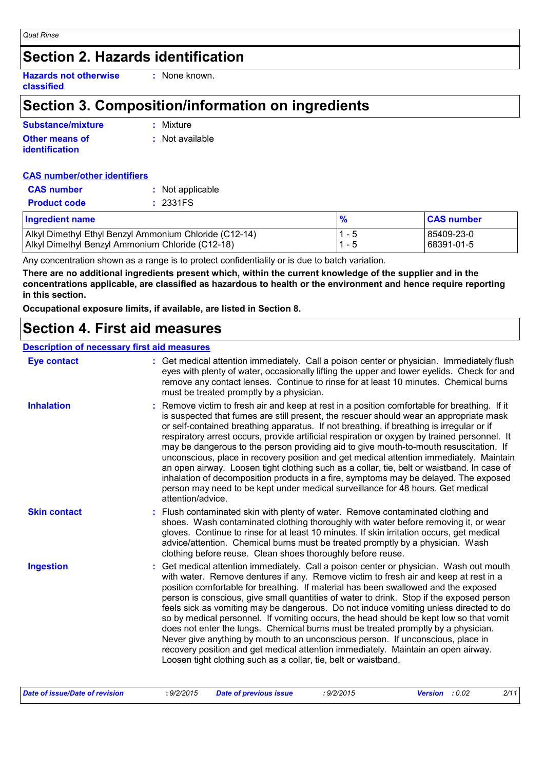## Section 2. Hazards identification

**Hazards not otherwise classified** : None known.

## Section 3. Composition/information on ingredients

**Substance/mixture** : Mixture

**Other means of identification** : Not available

**CAS number/other identifiers**

**CAS number** : Not applicable

**Product code** : 2331FS

| Ingredient name | % | CAS number |
|---|---|---|
| Alkyl Dimethyl Ethyl Benzyl Ammonium Chloride (C12-14) | 1 - 5 | 85409-23-0 |
| Alkyl Dimethyl Benzyl Ammonium Chloride (C12-18) | 1 - 5 | 68391-01-5 |

Any concentration shown as a range is to protect confidentiality or is due to batch variation.

**There are no additional ingredients present which, within the current knowledge of the supplier and in the concentrations applicable, are classified as hazardous to health or the environment and hence require reporting in this section.**

**Occupational exposure limits, if available, are listed in Section 8.**

## Section 4. First aid measures

**Description of necessary first aid measures**

**Eye contact** : Get medical attention immediately. Call a poison center or physician. Immediately flush eyes with plenty of water, occasionally lifting the upper and lower eyelids. Check for and remove any contact lenses. Continue to rinse for at least 10 minutes. Chemical burns must be treated promptly by a physician.

**Inhalation** : Remove victim to fresh air and keep at rest in a position comfortable for breathing. If it is suspected that fumes are still present, the rescuer should wear an appropriate mask or self-contained breathing apparatus. If not breathing, if breathing is irregular or if respiratory arrest occurs, provide artificial respiration or oxygen by trained personnel. It may be dangerous to the person providing aid to give mouth-to-mouth resuscitation. If unconscious, place in recovery position and get medical attention immediately. Maintain an open airway. Loosen tight clothing such as a collar, tie, belt or waistband. In case of inhalation of decomposition products in a fire, symptoms may be delayed. The exposed person may need to be kept under medical surveillance for 48 hours. Get medical attention/advice.

**Skin contact** : Flush contaminated skin with plenty of water. Remove contaminated clothing and shoes. Wash contaminated clothing thoroughly with water before removing it, or wear gloves. Continue to rinse for at least 10 minutes. If skin irritation occurs, get medical advice/attention. Chemical burns must be treated promptly by a physician. Wash clothing before reuse. Clean shoes thoroughly before reuse.

**Ingestion** : Get medical attention immediately. Call a poison center or physician. Wash out mouth with water. Remove dentures if any. Remove victim to fresh air and keep at rest in a position comfortable for breathing. If material has been swallowed and the exposed person is conscious, give small quantities of water to drink. Stop if the exposed person feels sick as vomiting may be dangerous. Do not induce vomiting unless directed to do so by medical personnel. If vomiting occurs, the head should be kept low so that vomit does not enter the lungs. Chemical burns must be treated promptly by a physician. Never give anything by mouth to an unconscious person. If unconscious, place in recovery position and get medical attention immediately. Maintain an open airway. Loosen tight clothing such as a collar, tie, belt or waistband.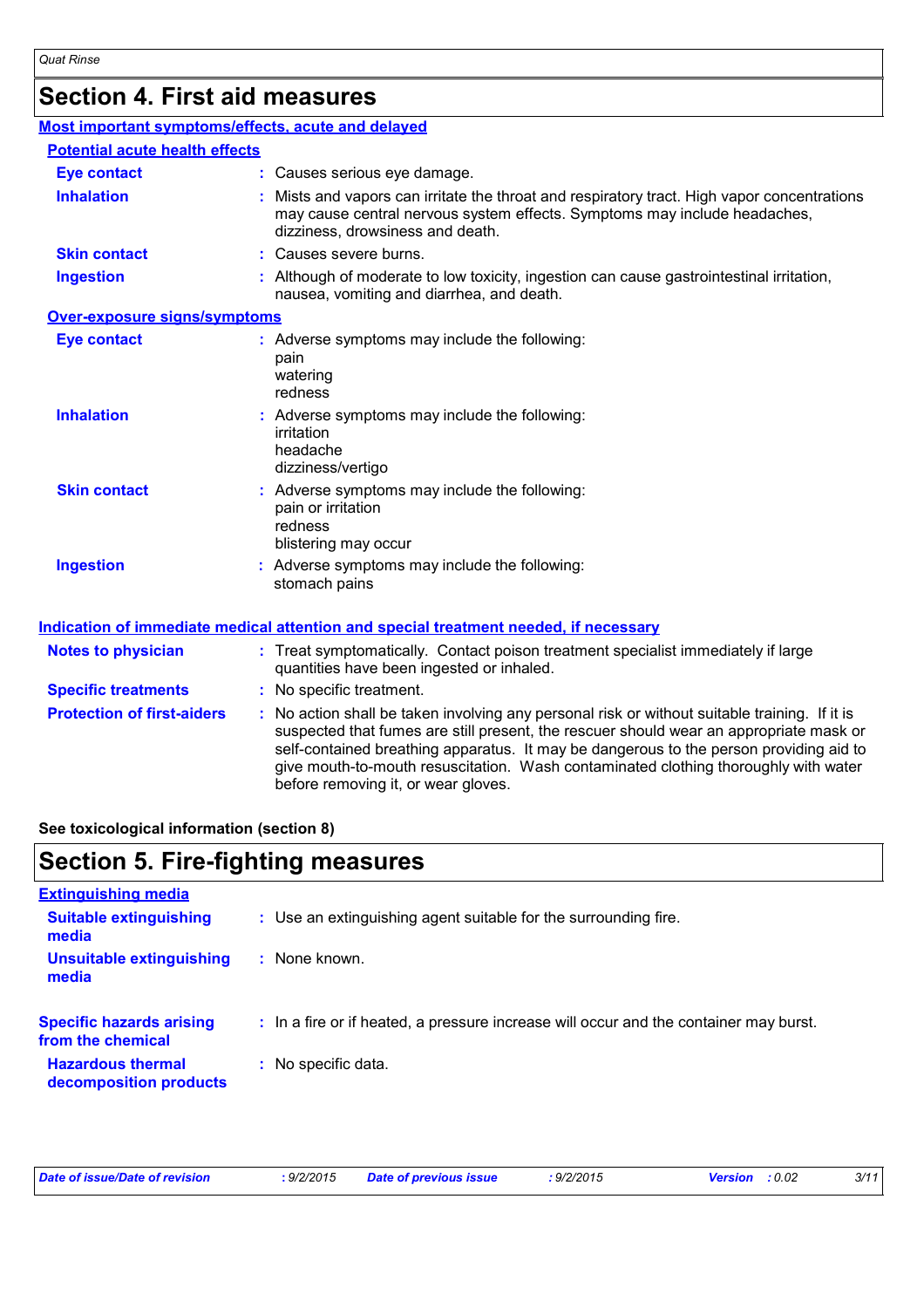## Section 4. First aid measures

### Most important symptoms/effects, acute and delayed

#### Potential acute health effects

**Eye contact** : Causes serious eye damage.

**Inhalation** : Mists and vapors can irritate the throat and respiratory tract. High vapor concentrations may cause central nervous system effects. Symptoms may include headaches, dizziness, drowsiness and death.

**Skin contact** : Causes severe burns.

**Ingestion** : Although of moderate to low toxicity, ingestion can cause gastrointestinal irritation, nausea, vomiting and diarrhea, and death.

#### Over-exposure signs/symptoms

**Eye contact** : Adverse symptoms may include the following:
pain
watering
redness

**Inhalation** : Adverse symptoms may include the following:
irritation
headache
dizziness/vertigo

**Skin contact** : Adverse symptoms may include the following:
pain or irritation
redness
blistering may occur

**Ingestion** : Adverse symptoms may include the following:
stomach pains

### Indication of immediate medical attention and special treatment needed, if necessary

**Notes to physician** : Treat symptomatically. Contact poison treatment specialist immediately if large quantities have been ingested or inhaled.

**Specific treatments** : No specific treatment.

**Protection of first-aiders** : No action shall be taken involving any personal risk or without suitable training. If it is suspected that fumes are still present, the rescuer should wear an appropriate mask or self-contained breathing apparatus. It may be dangerous to the person providing aid to give mouth-to-mouth resuscitation. Wash contaminated clothing thoroughly with water before removing it, or wear gloves.

**See toxicological information (section 8)**

## Section 5. Fire-fighting measures

### Extinguishing media

**Suitable extinguishing media** : Use an extinguishing agent suitable for the surrounding fire.

**Unsuitable extinguishing media** : None known.

**Specific hazards arising from the chemical** : In a fire or if heated, a pressure increase will occur and the container may burst.

**Hazardous thermal decomposition products** : No specific data.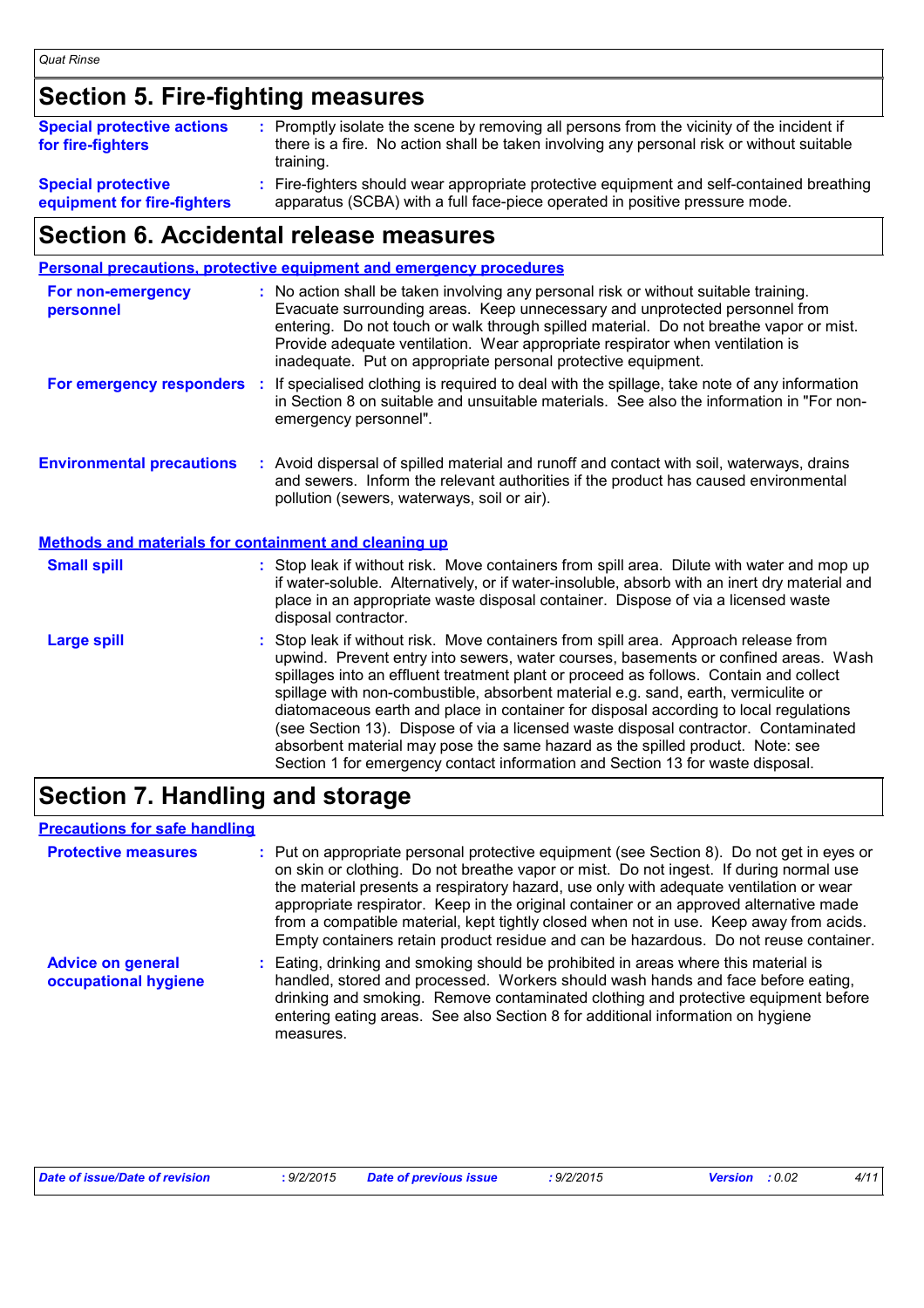## Section 5. Fire-fighting measures

**Special protective actions for fire-fighters** : Promptly isolate the scene by removing all persons from the vicinity of the incident if there is a fire. No action shall be taken involving any personal risk or without suitable training.

**Special protective equipment for fire-fighters** : Fire-fighters should wear appropriate protective equipment and self-contained breathing apparatus (SCBA) with a full face-piece operated in positive pressure mode.

## Section 6. Accidental release measures

### Personal precautions, protective equipment and emergency procedures

**For non-emergency personnel** : No action shall be taken involving any personal risk or without suitable training. Evacuate surrounding areas. Keep unnecessary and unprotected personnel from entering. Do not touch or walk through spilled material. Do not breathe vapor or mist. Provide adequate ventilation. Wear appropriate respirator when ventilation is inadequate. Put on appropriate personal protective equipment.

**For emergency responders** : If specialised clothing is required to deal with the spillage, take note of any information in Section 8 on suitable and unsuitable materials. See also the information in "For non-emergency personnel".

**Environmental precautions** : Avoid dispersal of spilled material and runoff and contact with soil, waterways, drains and sewers. Inform the relevant authorities if the product has caused environmental pollution (sewers, waterways, soil or air).

### Methods and materials for containment and cleaning up

**Small spill** : Stop leak if without risk. Move containers from spill area. Dilute with water and mop up if water-soluble. Alternatively, or if water-insoluble, absorb with an inert dry material and place in an appropriate waste disposal container. Dispose of via a licensed waste disposal contractor.

**Large spill** : Stop leak if without risk. Move containers from spill area. Approach release from upwind. Prevent entry into sewers, water courses, basements or confined areas. Wash spillages into an effluent treatment plant or proceed as follows. Contain and collect spillage with non-combustible, absorbent material e.g. sand, earth, vermiculite or diatomaceous earth and place in container for disposal according to local regulations (see Section 13). Dispose of via a licensed waste disposal contractor. Contaminated absorbent material may pose the same hazard as the spilled product. Note: see Section 1 for emergency contact information and Section 13 for waste disposal.

## Section 7. Handling and storage

### Precautions for safe handling

**Protective measures** : Put on appropriate personal protective equipment (see Section 8). Do not get in eyes or on skin or clothing. Do not breathe vapor or mist. Do not ingest. If during normal use the material presents a respiratory hazard, use only with adequate ventilation or wear appropriate respirator. Keep in the original container or an approved alternative made from a compatible material, kept tightly closed when not in use. Keep away from acids. Empty containers retain product residue and can be hazardous. Do not reuse container.

**Advice on general occupational hygiene** : Eating, drinking and smoking should be prohibited in areas where this material is handled, stored and processed. Workers should wash hands and face before eating, drinking and smoking. Remove contaminated clothing and protective equipment before entering eating areas. See also Section 8 for additional information on hygiene measures.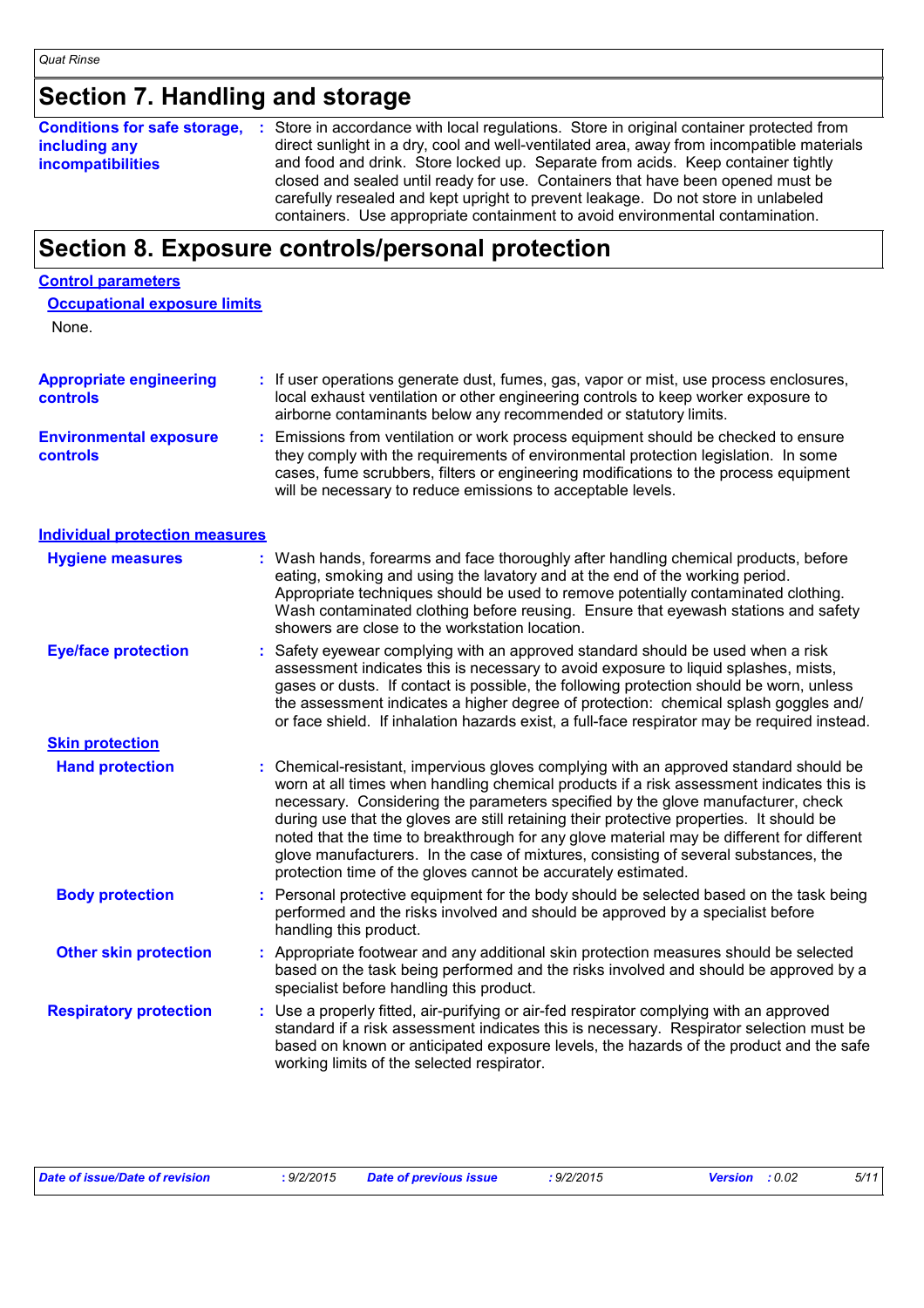# Section 7. Handling and storage

**Conditions for safe storage, including any incompatibilities** : Store in accordance with local regulations. Store in original container protected from direct sunlight in a dry, cool and well-ventilated area, away from incompatible materials and food and drink. Store locked up. Separate from acids. Keep container tightly closed and sealed until ready for use. Containers that have been opened must be carefully resealed and kept upright to prevent leakage. Do not store in unlabeled containers. Use appropriate containment to avoid environmental contamination.

# Section 8. Exposure controls/personal protection

## Control parameters

### Occupational exposure limits

None.

**Appropriate engineering controls** : If user operations generate dust, fumes, gas, vapor or mist, use process enclosures, local exhaust ventilation or other engineering controls to keep worker exposure to airborne contaminants below any recommended or statutory limits.

**Environmental exposure controls** : Emissions from ventilation or work process equipment should be checked to ensure they comply with the requirements of environmental protection legislation. In some cases, fume scrubbers, filters or engineering modifications to the process equipment will be necessary to reduce emissions to acceptable levels.

## Individual protection measures

**Hygiene measures** : Wash hands, forearms and face thoroughly after handling chemical products, before eating, smoking and using the lavatory and at the end of the working period. Appropriate techniques should be used to remove potentially contaminated clothing. Wash contaminated clothing before reusing. Ensure that eyewash stations and safety showers are close to the workstation location.

**Eye/face protection** : Safety eyewear complying with an approved standard should be used when a risk assessment indicates this is necessary to avoid exposure to liquid splashes, mists, gases or dusts. If contact is possible, the following protection should be worn, unless the assessment indicates a higher degree of protection: chemical splash goggles and/ or face shield. If inhalation hazards exist, a full-face respirator may be required instead.

### Skin protection

**Hand protection** : Chemical-resistant, impervious gloves complying with an approved standard should be worn at all times when handling chemical products if a risk assessment indicates this is necessary. Considering the parameters specified by the glove manufacturer, check during use that the gloves are still retaining their protective properties. It should be noted that the time to breakthrough for any glove material may be different for different glove manufacturers. In the case of mixtures, consisting of several substances, the protection time of the gloves cannot be accurately estimated.

**Body protection** : Personal protective equipment for the body should be selected based on the task being performed and the risks involved and should be approved by a specialist before handling this product.

**Other skin protection** : Appropriate footwear and any additional skin protection measures should be selected based on the task being performed and the risks involved and should be approved by a specialist before handling this product.

**Respiratory protection** : Use a properly fitted, air-purifying or air-fed respirator complying with an approved standard if a risk assessment indicates this is necessary. Respirator selection must be based on known or anticipated exposure levels, the hazards of the product and the safe working limits of the selected respirator.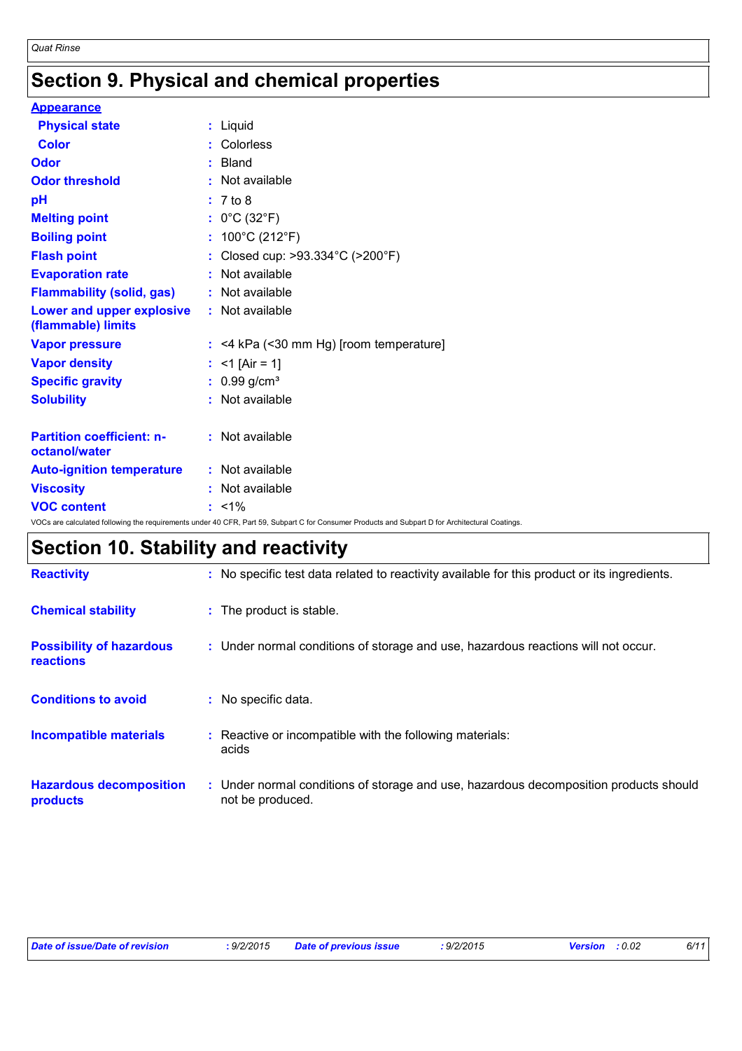# Section 9. Physical and chemical properties

**Appearance**

| | | |
|---|---|---|
| **Physical state** | : | Liquid |
| **Color** | : | Colorless |
| **Odor** | : | Bland |
| **Odor threshold** | : | Not available |
| **pH** | : | 7 to 8 |
| **Melting point** | : | 0°C (32°F) |
| **Boiling point** | : | 100°C (212°F) |
| **Flash point** | : | Closed cup: >93.334°C (>200°F) |
| **Evaporation rate** | : | Not available |
| **Flammability (solid, gas)** | : | Not available |
| **Lower and upper explosive (flammable) limits** | : | Not available |
| **Vapor pressure** | : | <4 kPa (<30 mm Hg) [room temperature] |
| **Vapor density** | : | <1 [Air = 1] |
| **Specific gravity** | : | 0.99 g/cm³ |
| **Solubility** | : | Not available |
| **Partition coefficient: n-octanol/water** | : | Not available |
| **Auto-ignition temperature** | : | Not available |
| **Viscosity** | : | Not available |
| **VOC content** | : | <1% |

VOCs are calculated following the requirements under 40 CFR, Part 59, Subpart C for Consumer Products and Subpart D for Architectural Coatings.

# Section 10. Stability and reactivity

| | | |
|---|---|---|
| **Reactivity** | : | No specific test data related to reactivity available for this product or its ingredients. |
| **Chemical stability** | : | The product is stable. |
| **Possibility of hazardous reactions** | : | Under normal conditions of storage and use, hazardous reactions will not occur. |
| **Conditions to avoid** | : | No specific data. |
| **Incompatible materials** | : | Reactive or incompatible with the following materials: acids |
| **Hazardous decomposition products** | : | Under normal conditions of storage and use, hazardous decomposition products should not be produced. |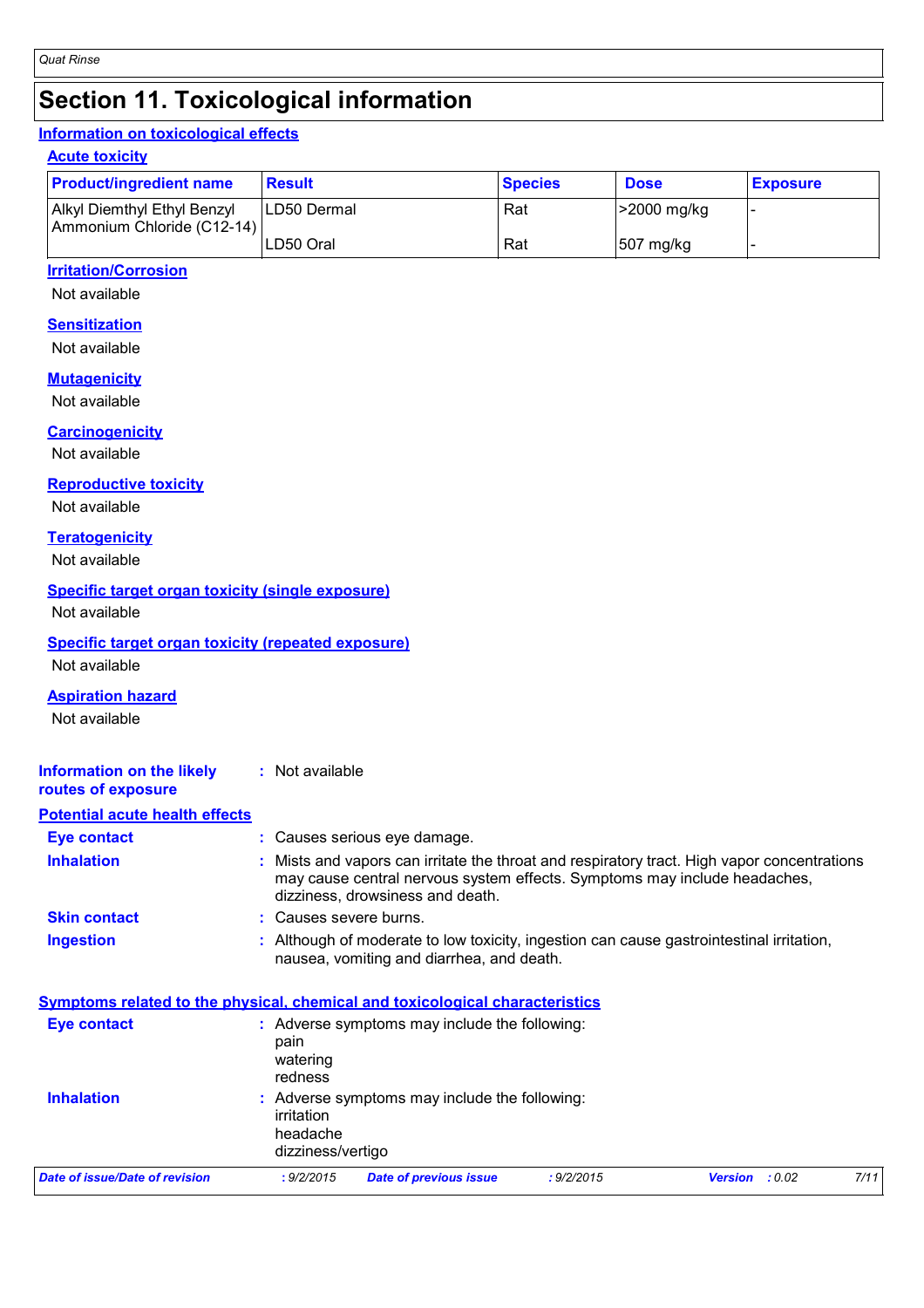# Section 11. Toxicological information

## Information on toxicological effects

### Acute toxicity

| Product/ingredient name | Result | Species | Dose | Exposure |
|---|---|---|---|---|
| Alkyl Diemthyl Ethyl Benzyl Ammonium Chloride (C12-14) | LD50 Dermal | Rat | >2000 mg/kg | - |
| | LD50 Oral | Rat | 507 mg/kg | - |

### Irritation/Corrosion

Not available

### Sensitization

Not available

### Mutagenicity

Not available

### Carcinogenicity

Not available

### Reproductive toxicity

Not available

### Teratogenicity

Not available

### Specific target organ toxicity (single exposure)

Not available

### Specific target organ toxicity (repeated exposure)

Not available

### Aspiration hazard

Not available

**Information on the likely routes of exposure** : Not available

## Potential acute health effects

**Eye contact** : Causes serious eye damage.

**Inhalation** : Mists and vapors can irritate the throat and respiratory tract. High vapor concentrations may cause central nervous system effects. Symptoms may include headaches, dizziness, drowsiness and death.

**Skin contact** : Causes severe burns.

**Ingestion** : Although of moderate to low toxicity, ingestion can cause gastrointestinal irritation, nausea, vomiting and diarrhea, and death.

## Symptoms related to the physical, chemical and toxicological characteristics

**Eye contact** : Adverse symptoms may include the following:
pain
watering
redness

**Inhalation** : Adverse symptoms may include the following:
irritation
headache
dizziness/vertigo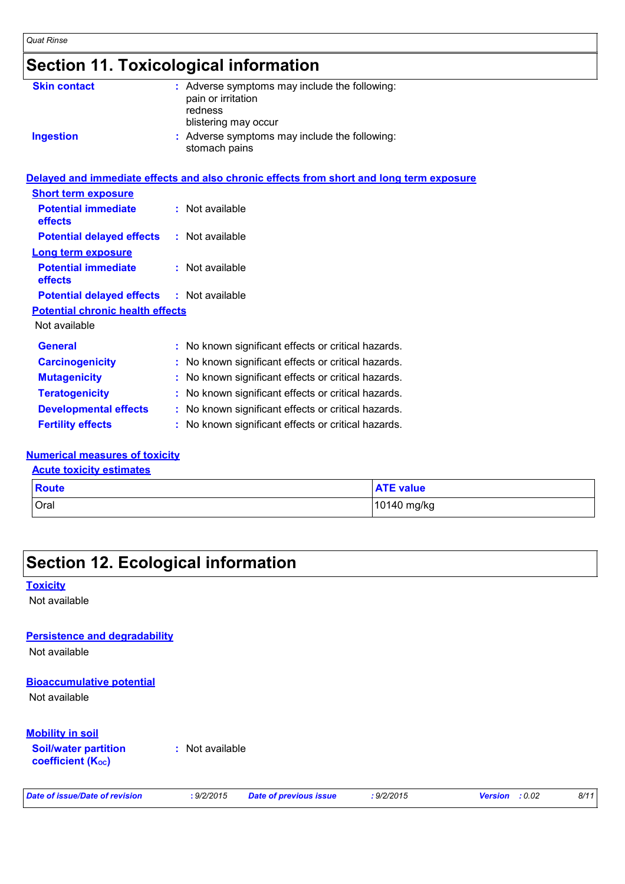# Section 11. Toxicological information

**Skin contact** : Adverse symptoms may include the following:
pain or irritation
redness
blistering may occur

**Ingestion** : Adverse symptoms may include the following:
stomach pains

## Delayed and immediate effects and also chronic effects from short and long term exposure

### Short term exposure

**Potential immediate effects** : Not available

**Potential delayed effects** : Not available

### Long term exposure

**Potential immediate effects** : Not available

**Potential delayed effects** : Not available

### Potential chronic health effects

Not available

**General** : No known significant effects or critical hazards.

**Carcinogenicity** : No known significant effects or critical hazards.

**Mutagenicity** : No known significant effects or critical hazards.

**Teratogenicity** : No known significant effects or critical hazards.

**Developmental effects** : No known significant effects or critical hazards.

**Fertility effects** : No known significant effects or critical hazards.

## Numerical measures of toxicity

### Acute toxicity estimates

| Route | ATE value |
|---|---|
| Oral | 10140 mg/kg |

# Section 12. Ecological information

## Toxicity

Not available

## Persistence and degradability

Not available

## Bioaccumulative potential

Not available

## Mobility in soil

**Soil/water partition coefficient ($K_{OC}$)** : Not available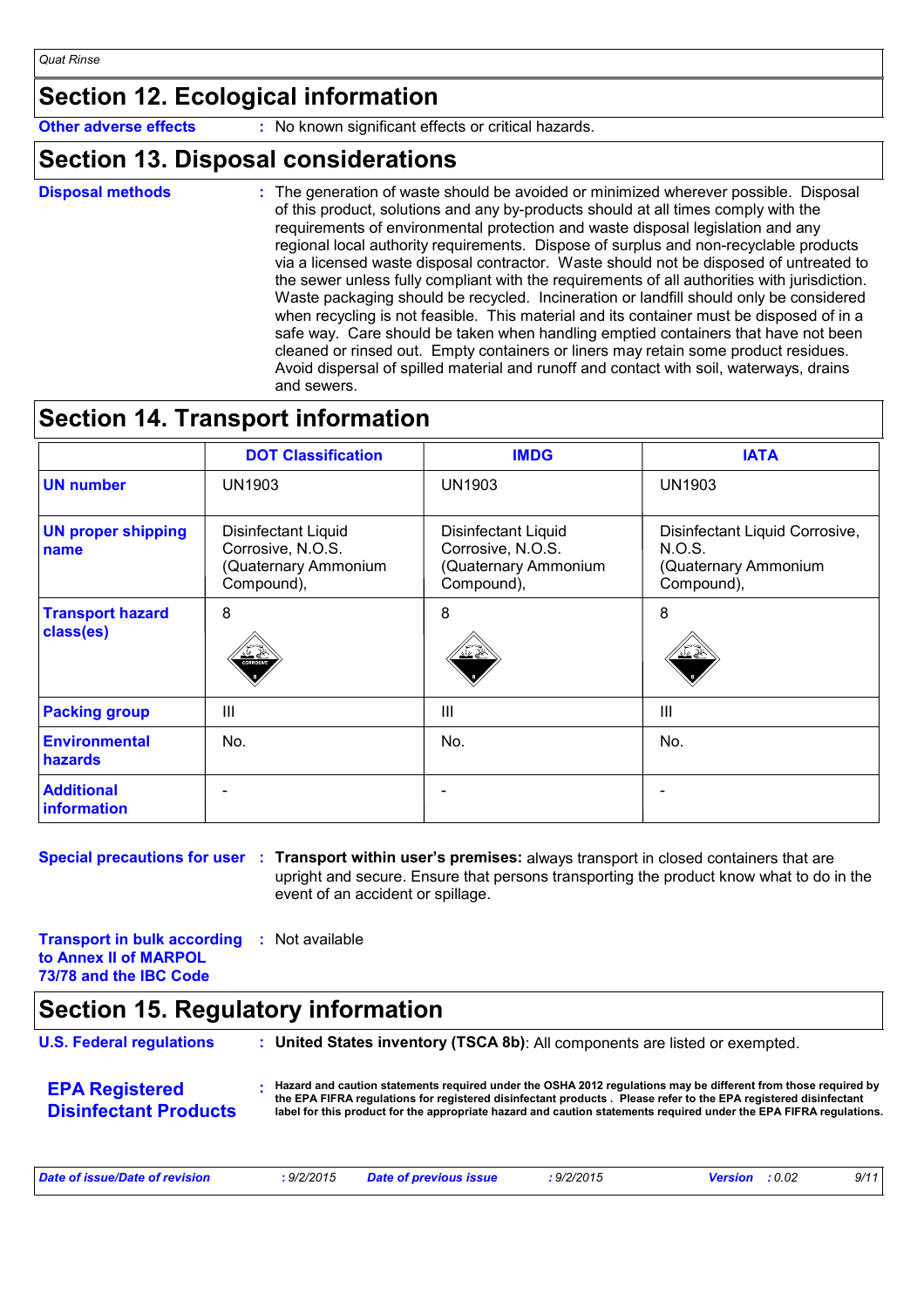## Section 12. Ecological information

**Other adverse effects** : No known significant effects or critical hazards.

## Section 13. Disposal considerations

**Disposal methods** : The generation of waste should be avoided or minimized wherever possible. Disposal of this product, solutions and any by-products should at all times comply with the requirements of environmental protection and waste disposal legislation and any regional local authority requirements. Dispose of surplus and non-recyclable products via a licensed waste disposal contractor. Waste should not be disposed of untreated to the sewer unless fully compliant with the requirements of all authorities with jurisdiction. Waste packaging should be recycled. Incineration or landfill should only be considered when recycling is not feasible. This material and its container must be disposed of in a safe way. Care should be taken when handling emptied containers that have not been cleaned or rinsed out. Empty containers or liners may retain some product residues. Avoid dispersal of spilled material and runoff and contact with soil, waterways, drains and sewers.

## Section 14. Transport information

| | DOT Classification | IMDG | IATA |
|---|---|---|---|
| **UN number** | UN1903 | UN1903 | UN1903 |
| **UN proper shipping name** | Disinfectant Liquid Corrosive, N.O.S. (Quaternary Ammonium Compound), | Disinfectant Liquid Corrosive, N.O.S. (Quaternary Ammonium Compound), | Disinfectant Liquid Corrosive, N.O.S. (Quaternary Ammonium Compound), |
| **Transport hazard class(es)** | 8 | 8 | 8 |
| **Packing group** | III | III | III |
| **Environmental hazards** | No. | No. | No. |
| **Additional information** | - | - | - |

**Special precautions for user** : **Transport within user's premises:** always transport in closed containers that are upright and secure. Ensure that persons transporting the product know what to do in the event of an accident or spillage.

**Transport in bulk according to Annex II of MARPOL 73/78 and the IBC Code** : Not available

## Section 15. Regulatory information

**U.S. Federal regulations** : **United States inventory (TSCA 8b)**: All components are listed or exempted.

**EPA Registered Disinfectant Products** : **Hazard and caution statements required under the OSHA 2012 regulations may be different from those required by the EPA FIFRA regulations for registered disinfectant products . Please refer to the EPA registered disinfectant label for this product for the appropriate hazard and caution statements required under the EPA FIFRA regulations.**

*Date of issue/Date of revision* : 9/2/2015 *Date of previous issue* : 9/2/2015 *Version* : 0.02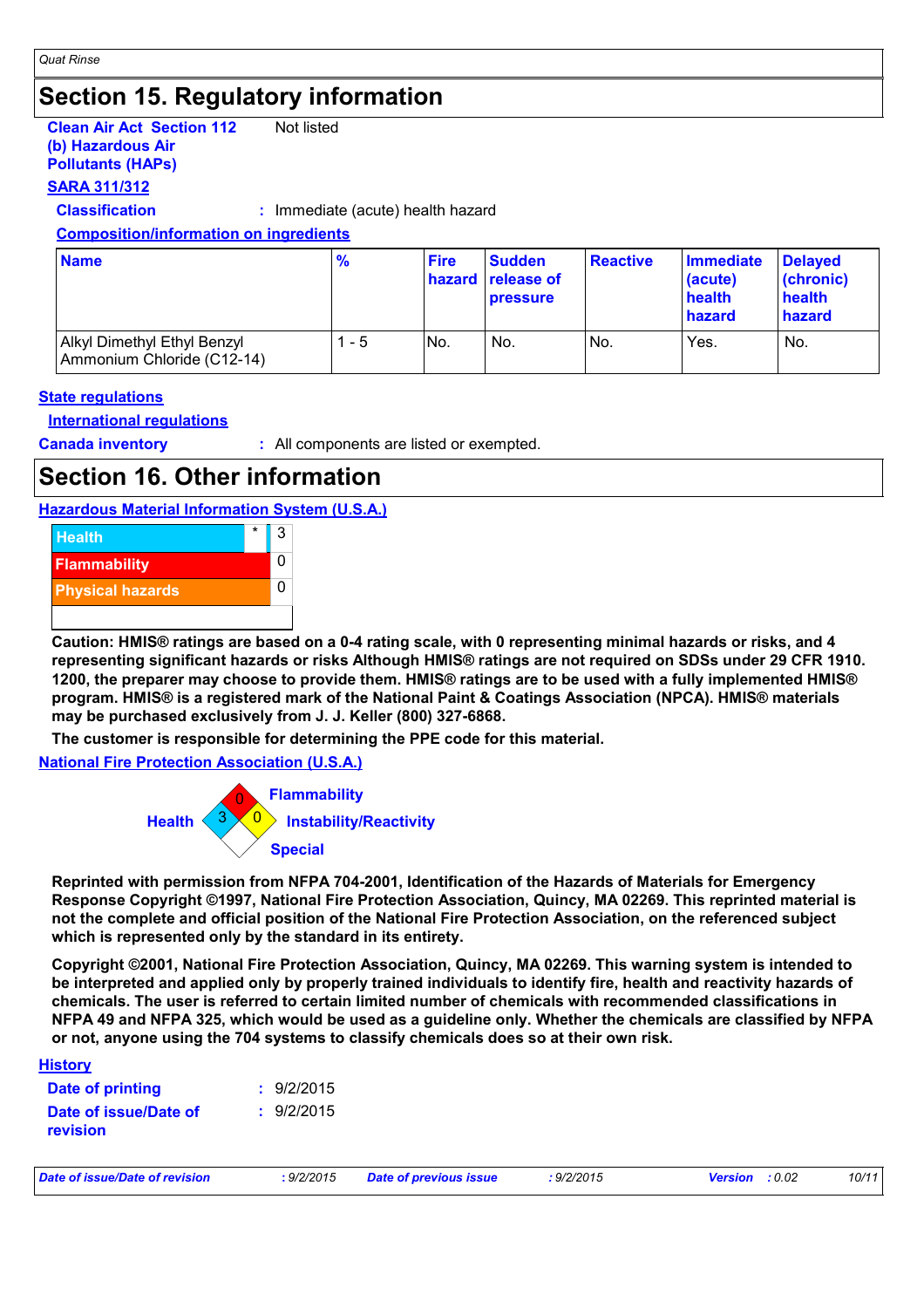## Section 15. Regulatory information

**Clean Air Act Section 112 (b) Hazardous Air Pollutants (HAPs)** Not listed

**SARA 311/312**

**Classification** : Immediate (acute) health hazard

**Composition/information on ingredients**

| Name | % | Fire hazard | Sudden release of pressure | Reactive | Immediate (acute) health hazard | Delayed (chronic) health hazard |
|---|---|---|---|---|---|---|
| Alkyl Dimethyl Ethyl Benzyl Ammonium Chloride (C12-14) | 1 - 5 | No. | No. | No. | Yes. | No. |

**State regulations**

**International regulations**

**Canada inventory** : All components are listed or exempted.

## Section 16. Other information

**Hazardous Material Information System (U.S.A.)**

| | | |
|---|---|---|
| Health | * | 3 |
| Flammability | | 0 |
| Physical hazards | | 0 |

**Caution: HMIS® ratings are based on a 0-4 rating scale, with 0 representing minimal hazards or risks, and 4 representing significant hazards or risks Although HMIS® ratings are not required on SDSs under 29 CFR 1910. 1200, the preparer may choose to provide them. HMIS® ratings are to be used with a fully implemented HMIS® program. HMIS® is a registered mark of the National Paint & Coatings Association (NPCA). HMIS® materials may be purchased exclusively from J. J. Keller (800) 327-6868.**

**The customer is responsible for determining the PPE code for this material.**

**National Fire Protection Association (U.S.A.)**

Health: 3
Flammability: 0
Instability/Reactivity: 0
Special

**Reprinted with permission from NFPA 704-2001, Identification of the Hazards of Materials for Emergency Response Copyright ©1997, National Fire Protection Association, Quincy, MA 02269. This reprinted material is not the complete and official position of the National Fire Protection Association, on the referenced subject which is represented only by the standard in its entirety.**

**Copyright ©2001, National Fire Protection Association, Quincy, MA 02269. This warning system is intended to be interpreted and applied only by properly trained individuals to identify fire, health and reactivity hazards of chemicals. The user is referred to certain limited number of chemicals with recommended classifications in NFPA 49 and NFPA 325, which would be used as a guideline only. Whether the chemicals are classified by NFPA or not, anyone using the 704 systems to classify chemicals does so at their own risk.**

**History**

**Date of printing** : 9/2/2015

**Date of issue/Date of revision** : 9/2/2015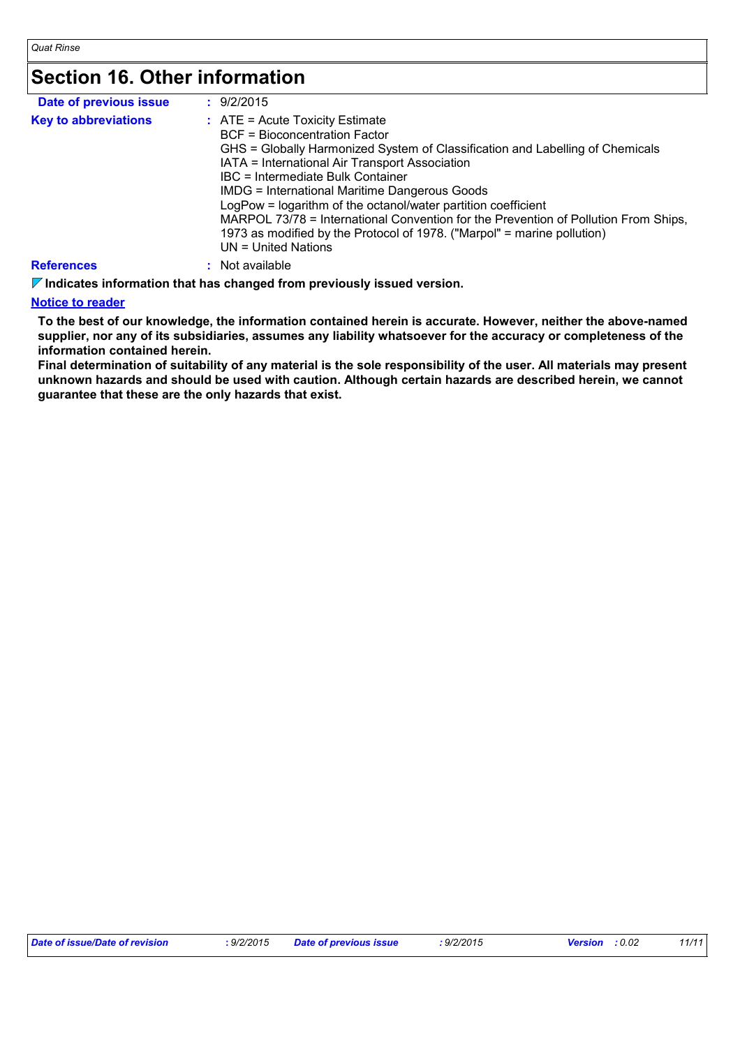## Section 16. Other information

| | | |
|---|---|---|
| **Date of previous issue** | : | 9/2/2015 |
| **Key to abbreviations** | : | ATE = Acute Toxicity Estimate<br>BCF = Bioconcentration Factor<br>GHS = Globally Harmonized System of Classification and Labelling of Chemicals<br>IATA = International Air Transport Association<br>IBC = Intermediate Bulk Container<br>IMDG = International Maritime Dangerous Goods<br>LogPow = logarithm of the octanol/water partition coefficient<br>MARPOL 73/78 = International Convention for the Prevention of Pollution From Ships, 1973 as modified by the Protocol of 1978. ("Marpol" = marine pollution)<br>UN = United Nations |
| **References** | : | Not available |

**Indicates information that has changed from previously issued version.**

**Notice to reader**

**To the best of our knowledge, the information contained herein is accurate. However, neither the above-named supplier, nor any of its subsidiaries, assumes any liability whatsoever for the accuracy or completeness of the information contained herein.**

**Final determination of suitability of any material is the sole responsibility of the user. All materials may present unknown hazards and should be used with caution. Although certain hazards are described herein, we cannot guarantee that these are the only hazards that exist.**